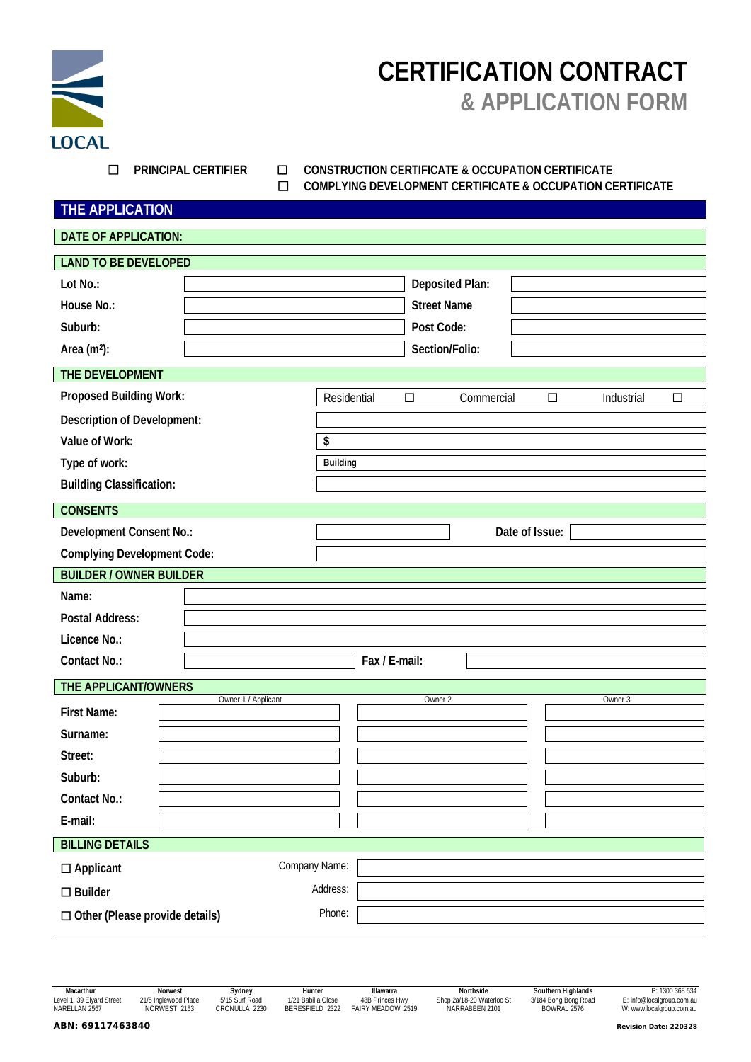LOCAL

# CERTIFICATION CONTRACT
## & APPLICATION FORM

☐ **PRINCIPAL CERTIFIER** ☐ **CONSTRUCTION CERTIFICATE & OCCUPATION CERTIFICATE**
☐ **COMPLYING DEVELOPMENT CERTIFICATE & OCCUPATION CERTIFICATE**

## THE APPLICATION

**DATE OF APPLICATION:**

### LAND TO BE DEVELOPED

| | | | |
|---|---|---|---|
| **Lot No.:** | | **Deposited Plan:** | |
| **House No.:** | | **Street Name** | |
| **Suburb:** | | **Post Code:** | |
| **Area (m²):** | | **Section/Folio:** | |

### THE DEVELOPMENT

| | |
|---|---|
| **Proposed Building Work:** | Residential ☐ Commercial ☐ Industrial ☐ |
| **Description of Development:** | |
| **Value of Work:** | **$** |
| **Type of work:** | **Building** |
| **Building Classification:** | |

### CONSENTS

| | | | |
|---|---|---|---|
| **Development Consent No.:** | | **Date of Issue:** | |
| **Complying Development Code:** | | | |

### BUILDER / OWNER BUILDER

| | | | |
|---|---|---|---|
| **Name:** | | | |
| **Postal Address:** | | | |
| **Licence No.:** | | | |
| **Contact No.:** | | **Fax / E-mail:** | |

### THE APPLICANT/OWNERS

| | Owner 1 / Applicant | Owner 2 | Owner 3 |
|---|---|---|---|
| **First Name:** | | | |
| **Surname:** | | | |
| **Street:** | | | |
| **Suburb:** | | | |
| **Contact No.:** | | | |
| **E-mail:** | | | |

### BILLING DETAILS

| | | |
|---|---|---|
| ☐ **Applicant** | Company Name: | |
| ☐ **Builder** | Address: | |
| ☐ **Other (Please provide details)** | Phone: | |

| Macarthur | Norwest | Sydney | Hunter | Illawarra | Northside | Southern Highlands | |
|---|---|---|---|---|---|---|---|
| Level 1, 39 Elyard Street | 21/5 Inglewood Place | 5/15 Surf Road | 1/21 Babilla Close | 48B Princes Hwy | Shop 2a/18-20 Waterloo St | 3/184 Bong Bong Road | P: 1300 368 534 |
| NARELLAN 2567 | NORWEST 2153 | CRONULLA 2230 | BERESFIELD 2322 | FAIRY MEADOW 2519 | NARRABEEN 2101 | BOWRAL 2576 | E: info@localgroup.com.au |
| | | | | | | | W: www.localgroup.com.au |

**ABN: 69117463840**

**Revision Date: 220328**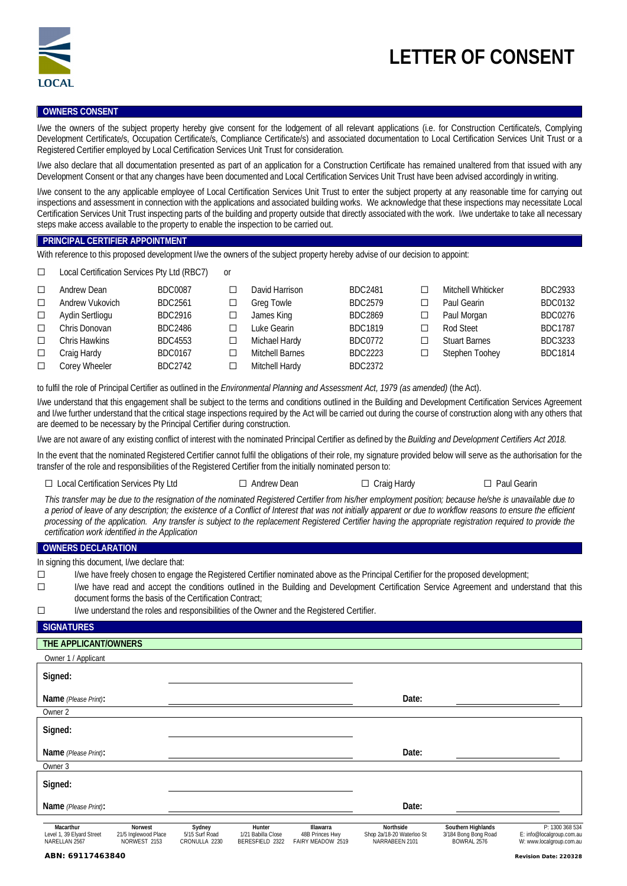# LETTER OF CONSENT

## OWNERS CONSENT

I/we the owners of the subject property hereby give consent for the lodgement of all relevant applications (i.e. for Construction Certificate/s, Complying Development Certificate/s, Occupation Certificate/s, Compliance Certificate/s) and associated documentation to Local Certification Services Unit Trust or a Registered Certifier employed by Local Certification Services Unit Trust for consideration.

I/we also declare that all documentation presented as part of an application for a Construction Certificate has remained unaltered from that issued with any Development Consent or that any changes have been documented and Local Certification Services Unit Trust have been advised accordingly in writing.

I/we consent to the any applicable employee of Local Certification Services Unit Trust to enter the subject property at any reasonable time for carrying out inspections and assessment in connection with the applications and associated building works. We acknowledge that these inspections may necessitate Local Certification Services Unit Trust inspecting parts of the building and property outside that directly associated with the work. I/we undertake to take all necessary steps make access available to the property to enable the inspection to be carried out.

## PRINCIPAL CERTIFIER APPOINTMENT

With reference to this proposed development I/we the owners of the subject property hereby advise of our decision to appoint:

☐ Local Certification Services Pty Ltd (RBC7) or

| | Name | Number | | Name | Number | | Name | Number |
|---|---|---|---|---|---|---|---|---|
| ☐ | Andrew Dean | BDC0087 | ☐ | David Harrison | BDC2481 | ☐ | Mitchell Whiticker | BDC2933 |
| ☐ | Andrew Vukovich | BDC2561 | ☐ | Greg Towle | BDC2579 | ☐ | Paul Gearin | BDC0132 |
| ☐ | Aydin Sertliogu | BDC2916 | ☐ | James King | BDC2869 | ☐ | Paul Morgan | BDC0276 |
| ☐ | Chris Donovan | BDC2486 | ☐ | Luke Gearin | BDC1819 | ☐ | Rod Steet | BDC1787 |
| ☐ | Chris Hawkins | BDC4553 | ☐ | Michael Hardy | BDC0772 | ☐ | Stuart Barnes | BDC3233 |
| ☐ | Craig Hardy | BDC0167 | ☐ | Mitchell Barnes | BDC2223 | ☐ | Stephen Toohey | BDC1814 |
| ☐ | Corey Wheeler | BDC2742 | ☐ | Mitchell Hardy | BDC2372 | | | |

to fulfil the role of Principal Certifier as outlined in the *Environmental Planning and Assessment Act, 1979 (as amended)* (the Act).

I/we understand that this engagement shall be subject to the terms and conditions outlined in the Building and Development Certification Services Agreement and I/we further understand that the critical stage inspections required by the Act will be carried out during the course of construction along with any others that are deemed to be necessary by the Principal Certifier during construction.

I/we are not aware of any existing conflict of interest with the nominated Principal Certifier as defined by the *Building and Development Certifiers Act 2018.*

In the event that the nominated Registered Certifier cannot fulfil the obligations of their role, my signature provided below will serve as the authorisation for the transfer of the role and responsibilities of the Registered Certifier from the initially nominated person to:

☐ Local Certification Services Pty Ltd ☐ Andrew Dean ☐ Craig Hardy ☐ Paul Gearin

*This transfer may be due to the resignation of the nominated Registered Certifier from his/her employment position; because he/she is unavailable due to a period of leave of any description; the existence of a Conflict of Interest that was not initially apparent or due to workflow reasons to ensure the efficient processing of the application. Any transfer is subject to the replacement Registered Certifier having the appropriate registration required to provide the certification work identified in the Application*

## OWNERS DECLARATION

In signing this document, I/we declare that:

☐ I/we have freely chosen to engage the Registered Certifier nominated above as the Principal Certifier for the proposed development;

☐ I/we have read and accept the conditions outlined in the Building and Development Certification Service Agreement and understand that this document forms the basis of the Certification Contract;

☐ I/we understand the roles and responsibilities of the Owner and the Registered Certifier.

## SIGNATURES

### THE APPLICANT/OWNERS

Owner 1 / Applicant

**Signed:** ______________________

**Name** *(Please Print)***:** ______________________ **Date:** ______________

Owner 2

**Signed:** ______________________

**Name** *(Please Print)***:** ______________________ **Date:** ______________

Owner 3

**Signed:** ______________________

**Name** *(Please Print)***:** ______________________ **Date:** ______________

| Macarthur | Norwest | Sydney | Hunter | Illawarra | Northside | Southern Highlands | |
|---|---|---|---|---|---|---|---|
| Level 1, 39 Elyard Street NARELLAN 2567 | 21/5 Inglewood Place NORWEST 2153 | 5/15 Surf Road CRONULLA 2230 | 1/21 Babilla Close BERESFIELD 2322 | 48B Princes Hwy FAIRY MEADOW 2519 | Shop 2a/18-20 Waterloo St NARRABEEN 2101 | 3/184 Bong Bong Road BOWRAL 2576 | P: 1300 368 534 E: info@localgroup.com.au W: www.localgroup.com.au |

**ABN: 69117463840** **Revision Date: 220328**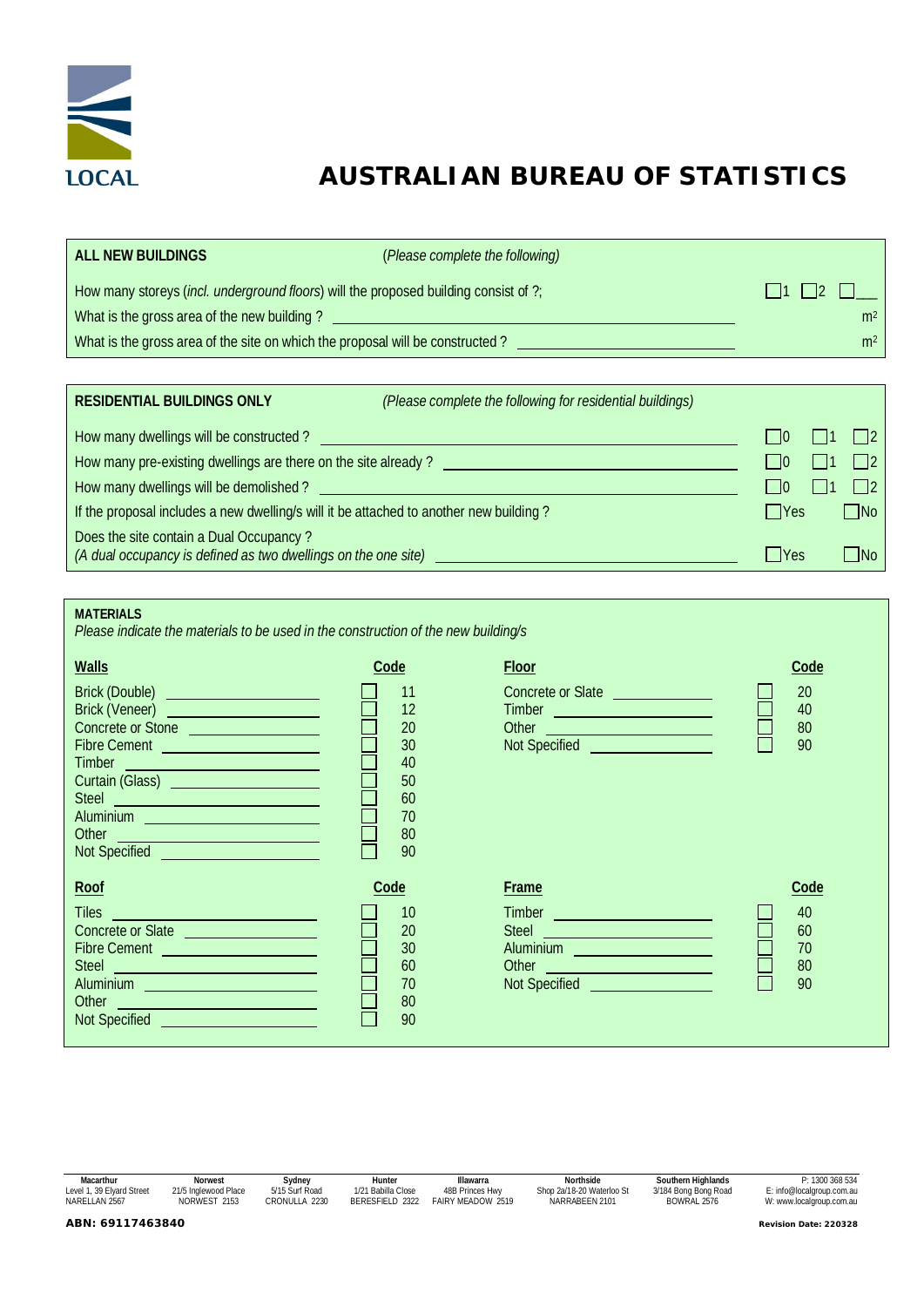LOCAL

# AUSTRALIAN BUREAU OF STATISTICS

## ALL NEW BUILDINGS

(*Please complete the following*)

How many storeys (*incl. underground floors*) will the proposed building consist of ?; ☐1 ☐2 ☐___

What is the gross area of the new building ? ________________________ m²

What is the gross area of the site on which the proposal will be constructed ? ________________________ m²

## RESIDENTIAL BUILDINGS ONLY

*(Please complete the following for residential buildings)*

How many dwellings will be constructed ? ________________________ ☐0 ☐1 ☐2

How many pre-existing dwellings are there on the site already ? ________________________ ☐0 ☐1 ☐2

How many dwellings will be demolished ? ________________________ ☐0 ☐1 ☐2

If the proposal includes a new dwelling/s will it be attached to another new building ? ☐Yes ☐No

Does the site contain a Dual Occupancy ?
*(A dual occupancy is defined as two dwellings on the one site)* ________________________ ☐Yes ☐No

## MATERIALS

*Please indicate the materials to be used in the construction of the new building/s*

| Walls | Code |
|---|---|
| Brick (Double) | ☐ 11 |
| Brick (Veneer) | ☐ 12 |
| Concrete or Stone | ☐ 20 |
| Fibre Cement | ☐ 30 |
| Timber | ☐ 40 |
| Curtain (Glass) | ☐ 50 |
| Steel | ☐ 60 |
| Aluminium | ☐ 70 |
| Other | ☐ 80 |
| Not Specified | ☐ 90 |

| Floor | Code |
|---|---|
| Concrete or Slate | ☐ 20 |
| Timber | ☐ 40 |
| Other | ☐ 80 |
| Not Specified | ☐ 90 |

| Roof | Code |
|---|---|
| Tiles | ☐ 10 |
| Concrete or Slate | ☐ 20 |
| Fibre Cement | ☐ 30 |
| Steel | ☐ 60 |
| Aluminium | ☐ 70 |
| Other | ☐ 80 |
| Not Specified | ☐ 90 |

| Frame | Code |
|---|---|
| Timber | ☐ 40 |
| Steel | ☐ 60 |
| Aluminium | ☐ 70 |
| Other | ☐ 80 |
| Not Specified | ☐ 90 |

| Macarthur | Norwest | Sydney | Hunter | Illawarra | Northside | Southern Highlands | |
|---|---|---|---|---|---|---|---|
| Level 1, 39 Elyard Street | 21/5 Inglewood Place | 5/15 Surf Road | 1/21 Babilla Close | 48B Princes Hwy | Shop 2a/18-20 Waterloo St | 3/184 Bong Bong Road | P: 1300 368 534 |
| NARELLAN 2567 | NORWEST 2153 | CRONULLA 2230 | BERESFIELD 2322 | FAIRY MEADOW 2519 | NARRABEEN 2101 | BOWRAL 2576 | E: info@localgroup.com.au |
| | | | | | | | W: www.localgroup.com.au |

**ABN: 69117463840**

**Revision Date: 220328**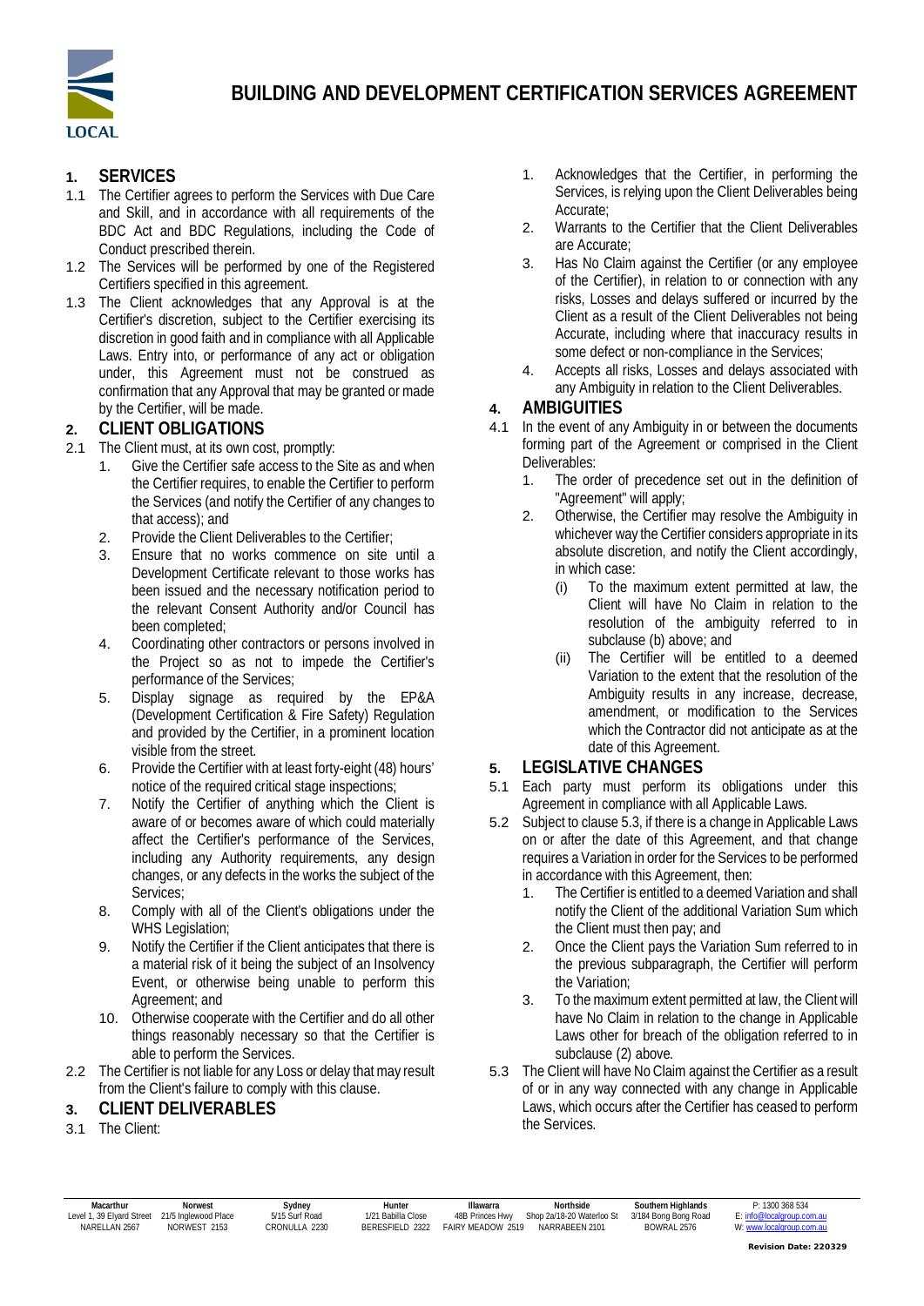# BUILDING AND DEVELOPMENT CERTIFICATION SERVICES AGREEMENT

## 1. SERVICES

1.1 The Certifier agrees to perform the Services with Due Care and Skill, and in accordance with all requirements of the BDC Act and BDC Regulations, including the Code of Conduct prescribed therein.

1.2 The Services will be performed by one of the Registered Certifiers specified in this agreement.

1.3 The Client acknowledges that any Approval is at the Certifier's discretion, subject to the Certifier exercising its discretion in good faith and in compliance with all Applicable Laws. Entry into, or performance of any act or obligation under, this Agreement must not be construed as confirmation that any Approval that may be granted or made by the Certifier, will be made.

## 2. CLIENT OBLIGATIONS

2.1 The Client must, at its own cost, promptly:

1. Give the Certifier safe access to the Site as and when the Certifier requires, to enable the Certifier to perform the Services (and notify the Certifier of any changes to that access); and
2. Provide the Client Deliverables to the Certifier;
3. Ensure that no works commence on site until a Development Certificate relevant to those works has been issued and the necessary notification period to the relevant Consent Authority and/or Council has been completed;
4. Coordinating other contractors or persons involved in the Project so as not to impede the Certifier's performance of the Services;
5. Display signage as required by the EP&A (Development Certification & Fire Safety) Regulation and provided by the Certifier, in a prominent location visible from the street.
6. Provide the Certifier with at least forty-eight (48) hours' notice of the required critical stage inspections;
7. Notify the Certifier of anything which the Client is aware of or becomes aware of which could materially affect the Certifier's performance of the Services, including any Authority requirements, any design changes, or any defects in the works the subject of the Services;
8. Comply with all of the Client's obligations under the WHS Legislation;
9. Notify the Certifier if the Client anticipates that there is a material risk of it being the subject of an Insolvency Event, or otherwise being unable to perform this Agreement; and
10. Otherwise cooperate with the Certifier and do all other things reasonably necessary so that the Certifier is able to perform the Services.

2.2 The Certifier is not liable for any Loss or delay that may result from the Client's failure to comply with this clause.

## 3. CLIENT DELIVERABLES

3.1 The Client:

1. Acknowledges that the Certifier, in performing the Services, is relying upon the Client Deliverables being Accurate;
2. Warrants to the Certifier that the Client Deliverables are Accurate;
3. Has No Claim against the Certifier (or any employee of the Certifier), in relation to or connection with any risks, Losses and delays suffered or incurred by the Client as a result of the Client Deliverables not being Accurate, including where that inaccuracy results in some defect or non-compliance in the Services;
4. Accepts all risks, Losses and delays associated with any Ambiguity in relation to the Client Deliverables.

## 4. AMBIGUITIES

4.1 In the event of any Ambiguity in or between the documents forming part of the Agreement or comprised in the Client Deliverables:

1. The order of precedence set out in the definition of "Agreement" will apply;
2. Otherwise, the Certifier may resolve the Ambiguity in whichever way the Certifier considers appropriate in its absolute discretion, and notify the Client accordingly, in which case:
   (i) To the maximum extent permitted at law, the Client will have No Claim in relation to the resolution of the ambiguity referred to in subclause (b) above; and
   (ii) The Certifier will be entitled to a deemed Variation to the extent that the resolution of the Ambiguity results in any increase, decrease, amendment, or modification to the Services which the Contractor did not anticipate as at the date of this Agreement.

## 5. LEGISLATIVE CHANGES

5.1 Each party must perform its obligations under this Agreement in compliance with all Applicable Laws.

5.2 Subject to clause 5.3, if there is a change in Applicable Laws on or after the date of this Agreement, and that change requires a Variation in order for the Services to be performed in accordance with this Agreement, then:

1. The Certifier is entitled to a deemed Variation and shall notify the Client of the additional Variation Sum which the Client must then pay; and
2. Once the Client pays the Variation Sum referred to in the previous subparagraph, the Certifier will perform the Variation;
3. To the maximum extent permitted at law, the Client will have No Claim in relation to the change in Applicable Laws other for breach of the obligation referred to in subclause (2) above.

5.3 The Client will have No Claim against the Certifier as a result of or in any way connected with any change in Applicable Laws, which occurs after the Certifier has ceased to perform the Services.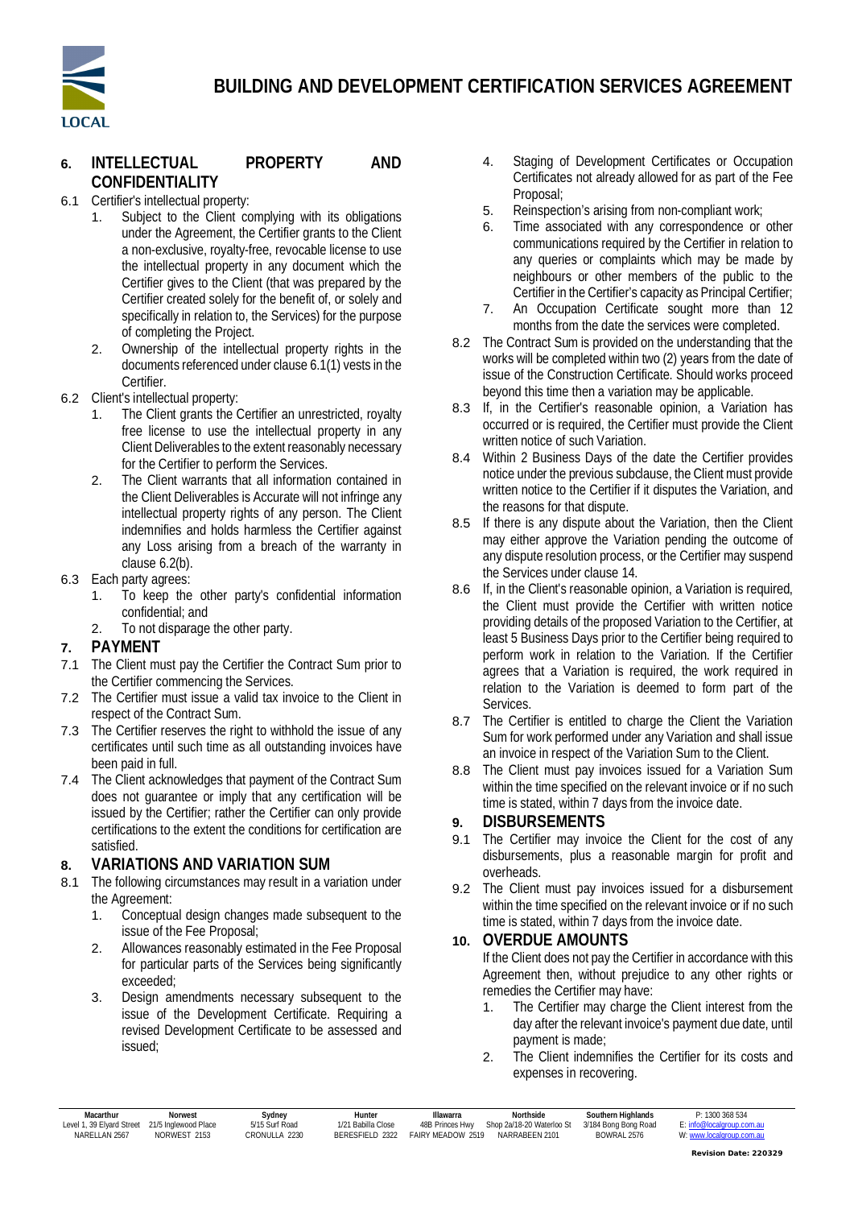## 6. INTELLECTUAL PROPERTY AND CONFIDENTIALITY

6.1 Certifier's intellectual property:

1. Subject to the Client complying with its obligations under the Agreement, the Certifier grants to the Client a non-exclusive, royalty-free, revocable license to use the intellectual property in any document which the Certifier gives to the Client (that was prepared by the Certifier created solely for the benefit of, or solely and specifically in relation to, the Services) for the purpose of completing the Project.
2. Ownership of the intellectual property rights in the documents referenced under clause 6.1(1) vests in the Certifier.

6.2 Client's intellectual property:

1. The Client grants the Certifier an unrestricted, royalty free license to use the intellectual property in any Client Deliverables to the extent reasonably necessary for the Certifier to perform the Services.
2. The Client warrants that all information contained in the Client Deliverables is Accurate will not infringe any intellectual property rights of any person. The Client indemnifies and holds harmless the Certifier against any Loss arising from a breach of the warranty in clause 6.2(b).

6.3 Each party agrees:

1. To keep the other party's confidential information confidential; and
2. To not disparage the other party.

## 7. PAYMENT

7.1 The Client must pay the Certifier the Contract Sum prior to the Certifier commencing the Services.

7.2 The Certifier must issue a valid tax invoice to the Client in respect of the Contract Sum.

7.3 The Certifier reserves the right to withhold the issue of any certificates until such time as all outstanding invoices have been paid in full.

7.4 The Client acknowledges that payment of the Contract Sum does not guarantee or imply that any certification will be issued by the Certifier; rather the Certifier can only provide certifications to the extent the conditions for certification are satisfied.

## 8. VARIATIONS AND VARIATION SUM

8.1 The following circumstances may result in a variation under the Agreement:

1. Conceptual design changes made subsequent to the issue of the Fee Proposal;
2. Allowances reasonably estimated in the Fee Proposal for particular parts of the Services being significantly exceeded;
3. Design amendments necessary subsequent to the issue of the Development Certificate. Requiring a revised Development Certificate to be assessed and issued;
4. Staging of Development Certificates or Occupation Certificates not already allowed for as part of the Fee Proposal;
5. Reinspection's arising from non-compliant work;
6. Time associated with any correspondence or other communications required by the Certifier in relation to any queries or complaints which may be made by neighbours or other members of the public to the Certifier in the Certifier's capacity as Principal Certifier;
7. An Occupation Certificate sought more than 12 months from the date the services were completed.

8.2 The Contract Sum is provided on the understanding that the works will be completed within two (2) years from the date of issue of the Construction Certificate. Should works proceed beyond this time then a variation may be applicable.

8.3 If, in the Certifier's reasonable opinion, a Variation has occurred or is required, the Certifier must provide the Client written notice of such Variation.

8.4 Within 2 Business Days of the date the Certifier provides notice under the previous subclause, the Client must provide written notice to the Certifier if it disputes the Variation, and the reasons for that dispute.

8.5 If there is any dispute about the Variation, then the Client may either approve the Variation pending the outcome of any dispute resolution process, or the Certifier may suspend the Services under clause 14.

8.6 If, in the Client's reasonable opinion, a Variation is required, the Client must provide the Certifier with written notice providing details of the proposed Variation to the Certifier, at least 5 Business Days prior to the Certifier being required to perform work in relation to the Variation. If the Certifier agrees that a Variation is required, the work required in relation to the Variation is deemed to form part of the Services.

8.7 The Certifier is entitled to charge the Client the Variation Sum for work performed under any Variation and shall issue an invoice in respect of the Variation Sum to the Client.

8.8 The Client must pay invoices issued for a Variation Sum within the time specified on the relevant invoice or if no such time is stated, within 7 days from the invoice date.

## 9. DISBURSEMENTS

9.1 The Certifier may invoice the Client for the cost of any disbursements, plus a reasonable margin for profit and overheads.

9.2 The Client must pay invoices issued for a disbursement within the time specified on the relevant invoice or if no such time is stated, within 7 days from the invoice date.

## 10. OVERDUE AMOUNTS

If the Client does not pay the Certifier in accordance with this Agreement then, without prejudice to any other rights or remedies the Certifier may have:

1. The Certifier may charge the Client interest from the day after the relevant invoice's payment due date, until payment is made;
2. The Client indemnifies the Certifier for its costs and expenses in recovering.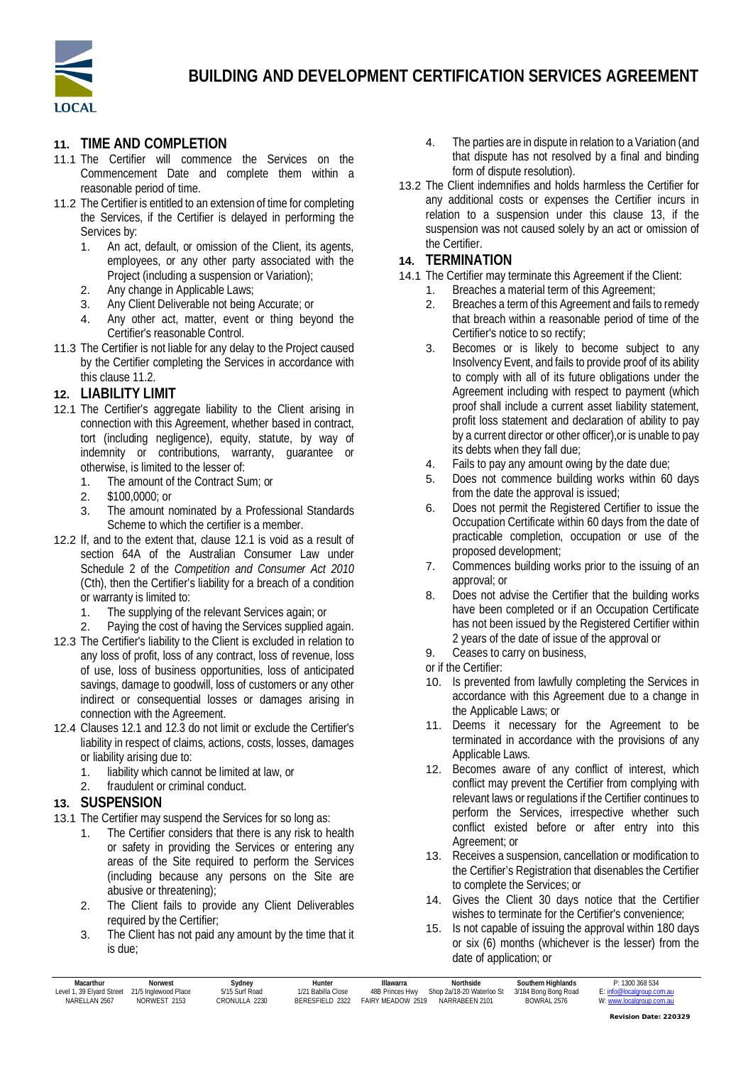## 11. TIME AND COMPLETION

11.1 The Certifier will commence the Services on the Commencement Date and complete them within a reasonable period of time.

11.2 The Certifier is entitled to an extension of time for completing the Services, if the Certifier is delayed in performing the Services by:

1. An act, default, or omission of the Client, its agents, employees, or any other party associated with the Project (including a suspension or Variation);
2. Any change in Applicable Laws;
3. Any Client Deliverable not being Accurate; or
4. Any other act, matter, event or thing beyond the Certifier's reasonable Control.

11.3 The Certifier is not liable for any delay to the Project caused by the Certifier completing the Services in accordance with this clause 11.2.

## 12. LIABILITY LIMIT

12.1 The Certifier's aggregate liability to the Client arising in connection with this Agreement, whether based in contract, tort (including negligence), equity, statute, by way of indemnity or contributions, warranty, guarantee or otherwise, is limited to the lesser of:

1. The amount of the Contract Sum; or
2. \$100,0000; or
3. The amount nominated by a Professional Standards Scheme to which the certifier is a member.

12.2 If, and to the extent that, clause 12.1 is void as a result of section 64A of the Australian Consumer Law under Schedule 2 of the *Competition and Consumer Act 2010* (Cth), then the Certifier's liability for a breach of a condition or warranty is limited to:

1. The supplying of the relevant Services again; or
2. Paying the cost of having the Services supplied again.

12.3 The Certifier's liability to the Client is excluded in relation to any loss of profit, loss of any contract, loss of revenue, loss of use, loss of business opportunities, loss of anticipated savings, damage to goodwill, loss of customers or any other indirect or consequential losses or damages arising in connection with the Agreement.

12.4 Clauses 12.1 and 12.3 do not limit or exclude the Certifier's liability in respect of claims, actions, costs, losses, damages or liability arising due to:

1. liability which cannot be limited at law, or
2. fraudulent or criminal conduct.

## 13. SUSPENSION

13.1 The Certifier may suspend the Services for so long as:

1. The Certifier considers that there is any risk to health or safety in providing the Services or entering any areas of the Site required to perform the Services (including because any persons on the Site are abusive or threatening);
2. The Client fails to provide any Client Deliverables required by the Certifier;
3. The Client has not paid any amount by the time that it is due;
4. The parties are in dispute in relation to a Variation (and that dispute has not resolved by a final and binding form of dispute resolution).

13.2 The Client indemnifies and holds harmless the Certifier for any additional costs or expenses the Certifier incurs in relation to a suspension under this clause 13, if the suspension was not caused solely by an act or omission of the Certifier.

## 14. TERMINATION

14.1 The Certifier may terminate this Agreement if the Client:

1. Breaches a material term of this Agreement;
2. Breaches a term of this Agreement and fails to remedy that breach within a reasonable period of time of the Certifier's notice to so rectify;
3. Becomes or is likely to become subject to any Insolvency Event, and fails to provide proof of its ability to comply with all of its future obligations under the Agreement including with respect to payment (which proof shall include a current asset liability statement, profit loss statement and declaration of ability to pay by a current director or other officer),or is unable to pay its debts when they fall due;
4. Fails to pay any amount owing by the date due;
5. Does not commence building works within 60 days from the date the approval is issued;
6. Does not permit the Registered Certifier to issue the Occupation Certificate within 60 days from the date of practicable completion, occupation or use of the proposed development;
7. Commences building works prior to the issuing of an approval; or
8. Does not advise the Certifier that the building works have been completed or if an Occupation Certificate has not been issued by the Registered Certifier within 2 years of the date of issue of the approval or
9. Ceases to carry on business,

or if the Certifier:

10. Is prevented from lawfully completing the Services in accordance with this Agreement due to a change in the Applicable Laws; or
11. Deems it necessary for the Agreement to be terminated in accordance with the provisions of any Applicable Laws.
12. Becomes aware of any conflict of interest, which conflict may prevent the Certifier from complying with relevant laws or regulations if the Certifier continues to perform the Services, irrespective whether such conflict existed before or after entry into this Agreement; or
13. Receives a suspension, cancellation or modification to the Certifier's Registration that disenables the Certifier to complete the Services; or
14. Gives the Client 30 days notice that the Certifier wishes to terminate for the Certifier's convenience;
15. Is not capable of issuing the approval within 180 days or six (6) months (whichever is the lesser) from the date of application; or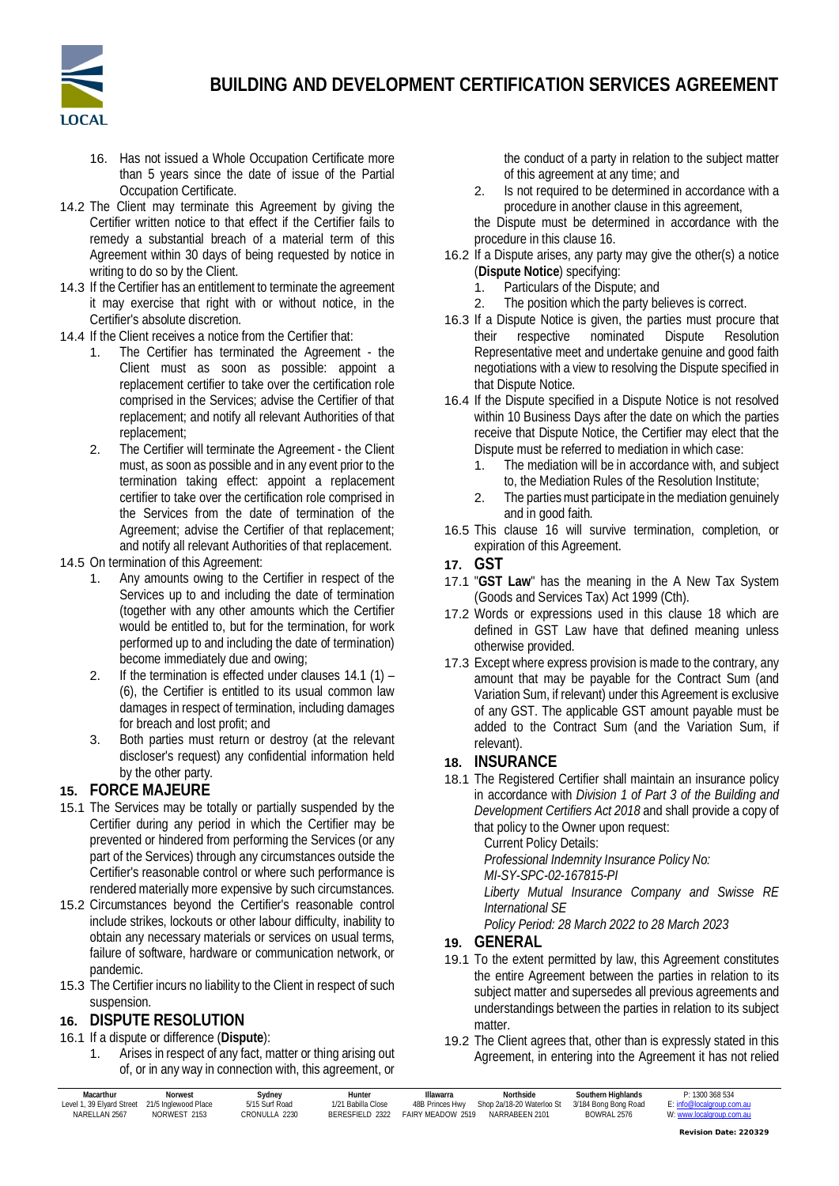16. Has not issued a Whole Occupation Certificate more than 5 years since the date of issue of the Partial Occupation Certificate.

14.2 The Client may terminate this Agreement by giving the Certifier written notice to that effect if the Certifier fails to remedy a substantial breach of a material term of this Agreement within 30 days of being requested by notice in writing to do so by the Client.

14.3 If the Certifier has an entitlement to terminate the agreement it may exercise that right with or without notice, in the Certifier's absolute discretion.

14.4 If the Client receives a notice from the Certifier that:

1. The Certifier has terminated the Agreement - the Client must as soon as possible: appoint a replacement certifier to take over the certification role comprised in the Services; advise the Certifier of that replacement; and notify all relevant Authorities of that replacement;
2. The Certifier will terminate the Agreement - the Client must, as soon as possible and in any event prior to the termination taking effect: appoint a replacement certifier to take over the certification role comprised in the Services from the date of termination of the Agreement; advise the Certifier of that replacement; and notify all relevant Authorities of that replacement.

14.5 On termination of this Agreement:

1. Any amounts owing to the Certifier in respect of the Services up to and including the date of termination (together with any other amounts which the Certifier would be entitled to, but for the termination, for work performed up to and including the date of termination) become immediately due and owing;
2. If the termination is effected under clauses 14.1 (1) – (6), the Certifier is entitled to its usual common law damages in respect of termination, including damages for breach and lost profit; and
3. Both parties must return or destroy (at the relevant discloser's request) any confidential information held by the other party.

## 15. FORCE MAJEURE

15.1 The Services may be totally or partially suspended by the Certifier during any period in which the Certifier may be prevented or hindered from performing the Services (or any part of the Services) through any circumstances outside the Certifier's reasonable control or where such performance is rendered materially more expensive by such circumstances.

15.2 Circumstances beyond the Certifier's reasonable control include strikes, lockouts or other labour difficulty, inability to obtain any necessary materials or services on usual terms, failure of software, hardware or communication network, or pandemic.

15.3 The Certifier incurs no liability to the Client in respect of such suspension.

## 16. DISPUTE RESOLUTION

16.1 If a dispute or difference (**Dispute**):

1. Arises in respect of any fact, matter or thing arising out of, or in any way in connection with, this agreement, or the conduct of a party in relation to the subject matter of this agreement at any time; and
2. Is not required to be determined in accordance with a procedure in another clause in this agreement,

the Dispute must be determined in accordance with the procedure in this clause 16.

16.2 If a Dispute arises, any party may give the other(s) a notice (**Dispute Notice**) specifying:

1. Particulars of the Dispute; and
2. The position which the party believes is correct.

16.3 If a Dispute Notice is given, the parties must procure that their respective nominated Dispute Resolution Representative meet and undertake genuine and good faith negotiations with a view to resolving the Dispute specified in that Dispute Notice.

16.4 If the Dispute specified in a Dispute Notice is not resolved within 10 Business Days after the date on which the parties receive that Dispute Notice, the Certifier may elect that the Dispute must be referred to mediation in which case:

1. The mediation will be in accordance with, and subject to, the Mediation Rules of the Resolution Institute;
2. The parties must participate in the mediation genuinely and in good faith.

16.5 This clause 16 will survive termination, completion, or expiration of this Agreement.

## 17. GST

17.1 "**GST Law**" has the meaning in the A New Tax System (Goods and Services Tax) Act 1999 (Cth).

17.2 Words or expressions used in this clause 18 which are defined in GST Law have that defined meaning unless otherwise provided.

17.3 Except where express provision is made to the contrary, any amount that may be payable for the Contract Sum (and Variation Sum, if relevant) under this Agreement is exclusive of any GST. The applicable GST amount payable must be added to the Contract Sum (and the Variation Sum, if relevant).

## 18. INSURANCE

18.1 The Registered Certifier shall maintain an insurance policy in accordance with *Division 1 of Part 3 of the Building and Development Certifiers Act 2018* and shall provide a copy of that policy to the Owner upon request:

Current Policy Details:
*Professional Indemnity Insurance Policy No:*
*MI-SY-SPC-02-167815-PI*
*Liberty Mutual Insurance Company and Swisse RE International SE*
*Policy Period: 28 March 2022 to 28 March 2023*

## 19. GENERAL

19.1 To the extent permitted by law, this Agreement constitutes the entire Agreement between the parties in relation to its subject matter and supersedes all previous agreements and understandings between the parties in relation to its subject matter.

19.2 The Client agrees that, other than is expressly stated in this Agreement, in entering into the Agreement it has not relied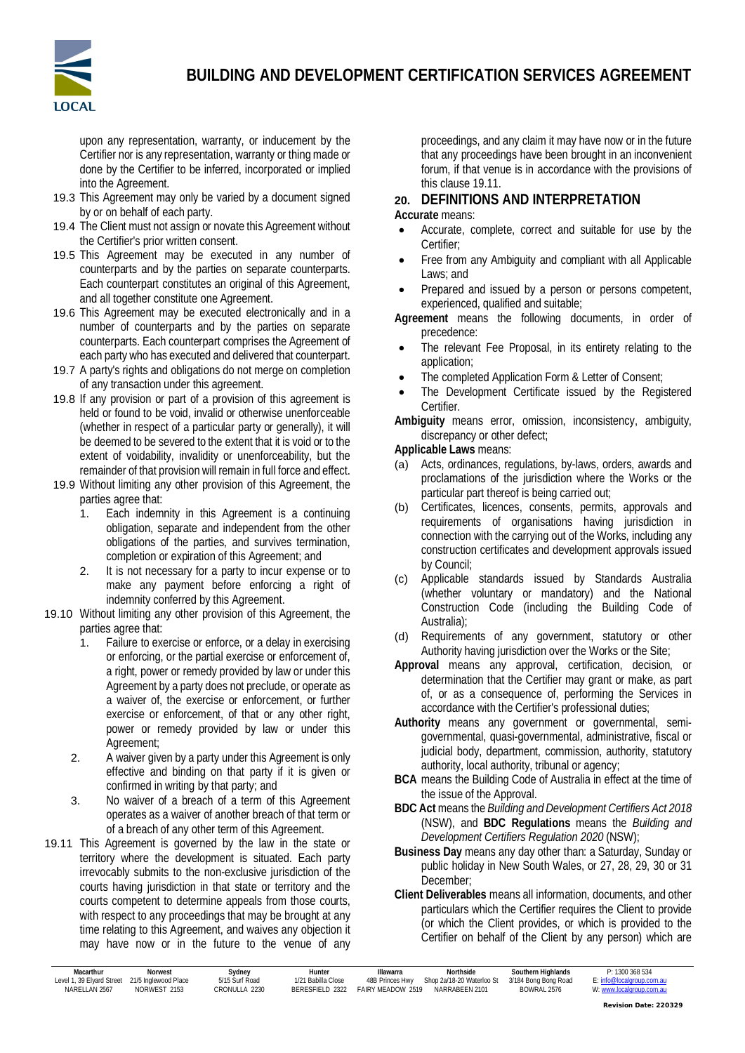upon any representation, warranty, or inducement by the Certifier nor is any representation, warranty or thing made or done by the Certifier to be inferred, incorporated or implied into the Agreement.

19.3 This Agreement may only be varied by a document signed by or on behalf of each party.

19.4 The Client must not assign or novate this Agreement without the Certifier's prior written consent.

19.5 This Agreement may be executed in any number of counterparts and by the parties on separate counterparts. Each counterpart constitutes an original of this Agreement, and all together constitute one Agreement.

19.6 This Agreement may be executed electronically and in a number of counterparts and by the parties on separate counterparts. Each counterpart comprises the Agreement of each party who has executed and delivered that counterpart.

19.7 A party's rights and obligations do not merge on completion of any transaction under this agreement.

19.8 If any provision or part of a provision of this agreement is held or found to be void, invalid or otherwise unenforceable (whether in respect of a particular party or generally), it will be deemed to be severed to the extent that it is void or to the extent of voidability, invalidity or unenforceability, but the remainder of that provision will remain in full force and effect.

19.9 Without limiting any other provision of this Agreement, the parties agree that:

1. Each indemnity in this Agreement is a continuing obligation, separate and independent from the other obligations of the parties, and survives termination, completion or expiration of this Agreement; and
2. It is not necessary for a party to incur expense or to make any payment before enforcing a right of indemnity conferred by this Agreement.

19.10 Without limiting any other provision of this Agreement, the parties agree that:

1. Failure to exercise or enforce, or a delay in exercising or enforcing, or the partial exercise or enforcement of, a right, power or remedy provided by law or under this Agreement by a party does not preclude, or operate as a waiver of, the exercise or enforcement, or further exercise or enforcement, of that or any other right, power or remedy provided by law or under this Agreement;
2. A waiver given by a party under this Agreement is only effective and binding on that party if it is given or confirmed in writing by that party; and
3. No waiver of a breach of a term of this Agreement operates as a waiver of another breach of that term or of a breach of any other term of this Agreement.

19.11 This Agreement is governed by the law in the state or territory where the development is situated. Each party irrevocably submits to the non-exclusive jurisdiction of the courts having jurisdiction in that state or territory and the courts competent to determine appeals from those courts, with respect to any proceedings that may be brought at any time relating to this Agreement, and waives any objection it may have now or in the future to the venue of any proceedings, and any claim it may have now or in the future that any proceedings have been brought in an inconvenient forum, if that venue is in accordance with the provisions of this clause 19.11.

## 20. DEFINITIONS AND INTERPRETATION

**Accurate** means:

- Accurate, complete, correct and suitable for use by the Certifier;
- Free from any Ambiguity and compliant with all Applicable Laws; and
- Prepared and issued by a person or persons competent, experienced, qualified and suitable;

**Agreement** means the following documents, in order of precedence:

- The relevant Fee Proposal, in its entirety relating to the application;
- The completed Application Form & Letter of Consent;
- The Development Certificate issued by the Registered Certifier.

**Ambiguity** means error, omission, inconsistency, ambiguity, discrepancy or other defect;

**Applicable Laws** means:

(a) Acts, ordinances, regulations, by-laws, orders, awards and proclamations of the jurisdiction where the Works or the particular part thereof is being carried out;

(b) Certificates, licences, consents, permits, approvals and requirements of organisations having jurisdiction in connection with the carrying out of the Works, including any construction certificates and development approvals issued by Council;

(c) Applicable standards issued by Standards Australia (whether voluntary or mandatory) and the National Construction Code (including the Building Code of Australia);

(d) Requirements of any government, statutory or other Authority having jurisdiction over the Works or the Site;

**Approval** means any approval, certification, decision, or determination that the Certifier may grant or make, as part of, or as a consequence of, performing the Services in accordance with the Certifier's professional duties;

**Authority** means any government or governmental, semi-governmental, quasi-governmental, administrative, fiscal or judicial body, department, commission, authority, statutory authority, local authority, tribunal or agency;

**BCA** means the Building Code of Australia in effect at the time of the issue of the Approval.

**BDC Act** means the *Building and Development Certifiers Act 2018* (NSW), and **BDC Regulations** means the *Building and Development Certifiers Regulation 2020* (NSW);

**Business Day** means any day other than: a Saturday, Sunday or public holiday in New South Wales, or 27, 28, 29, 30 or 31 December;

**Client Deliverables** means all information, documents, and other particulars which the Certifier requires the Client to provide (or which the Client provides, or which is provided to the Certifier on behalf of the Client by any person) which are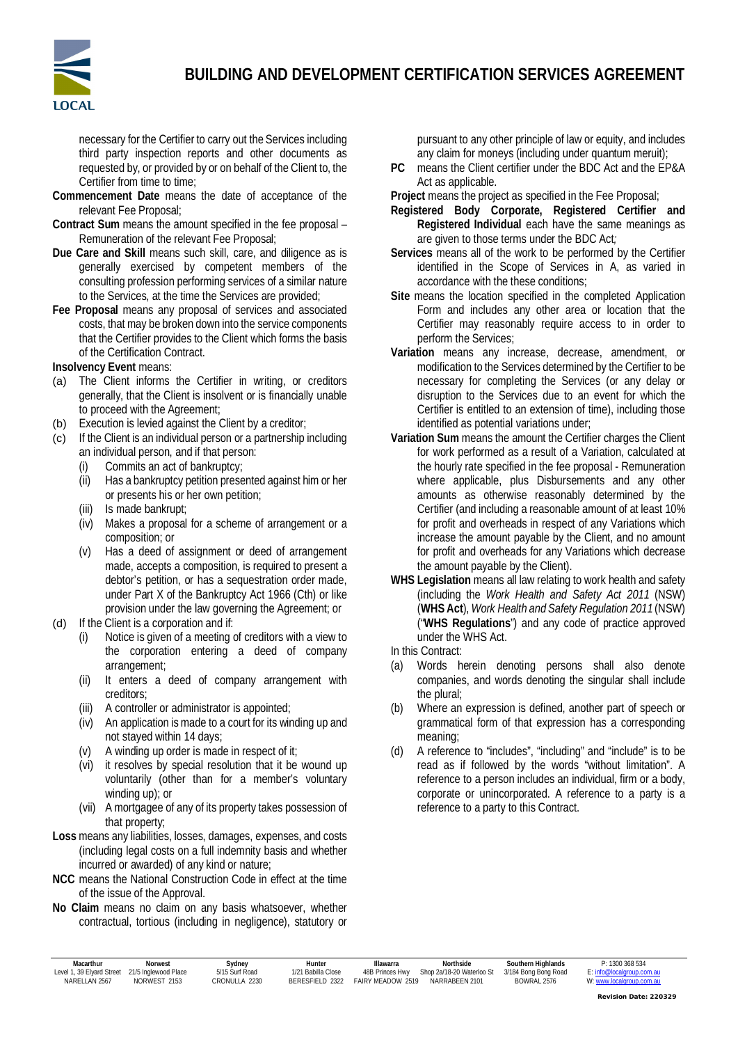necessary for the Certifier to carry out the Services including third party inspection reports and other documents as requested by, or provided by or on behalf of the Client to, the Certifier from time to time;

**Commencement Date** means the date of acceptance of the relevant Fee Proposal;

**Contract Sum** means the amount specified in the fee proposal – Remuneration of the relevant Fee Proposal;

**Due Care and Skill** means such skill, care, and diligence as is generally exercised by competent members of the consulting profession performing services of a similar nature to the Services, at the time the Services are provided;

**Fee Proposal** means any proposal of services and associated costs, that may be broken down into the service components that the Certifier provides to the Client which forms the basis of the Certification Contract.

**Insolvency Event** means:

(a) The Client informs the Certifier in writing, or creditors generally, that the Client is insolvent or is financially unable to proceed with the Agreement;

(b) Execution is levied against the Client by a creditor;

(c) If the Client is an individual person or a partnership including an individual person, and if that person:
   - (i) Commits an act of bankruptcy;
   - (ii) Has a bankruptcy petition presented against him or her or presents his or her own petition;
   - (iii) Is made bankrupt;
   - (iv) Makes a proposal for a scheme of arrangement or a composition; or
   - (v) Has a deed of assignment or deed of arrangement made, accepts a composition, is required to present a debtor's petition, or has a sequestration order made, under Part X of the Bankruptcy Act 1966 (Cth) or like provision under the law governing the Agreement; or

(d) If the Client is a corporation and if:
   - (i) Notice is given of a meeting of creditors with a view to the corporation entering a deed of company arrangement;
   - (ii) It enters a deed of company arrangement with creditors;
   - (iii) A controller or administrator is appointed;
   - (iv) An application is made to a court for its winding up and not stayed within 14 days;
   - (v) A winding up order is made in respect of it;
   - (vi) it resolves by special resolution that it be wound up voluntarily (other than for a member's voluntary winding up); or
   - (vii) A mortgagee of any of its property takes possession of that property;

**Loss** means any liabilities, losses, damages, expenses, and costs (including legal costs on a full indemnity basis and whether incurred or awarded) of any kind or nature;

**NCC** means the National Construction Code in effect at the time of the issue of the Approval.

**No Claim** means no claim on any basis whatsoever, whether contractual, tortious (including in negligence), statutory or pursuant to any other principle of law or equity, and includes any claim for moneys (including under quantum meruit);

**PC** means the Client certifier under the BDC Act and the EP&A Act as applicable.

**Project** means the project as specified in the Fee Proposal;

**Registered Body Corporate, Registered Certifier and Registered Individual** each have the same meanings as are given to those terms under the BDC Act*;*

**Services** means all of the work to be performed by the Certifier identified in the Scope of Services in A, as varied in accordance with the these conditions;

**Site** means the location specified in the completed Application Form and includes any other area or location that the Certifier may reasonably require access to in order to perform the Services;

**Variation** means any increase, decrease, amendment, or modification to the Services determined by the Certifier to be necessary for completing the Services (or any delay or disruption to the Services due to an event for which the Certifier is entitled to an extension of time), including those identified as potential variations under;

**Variation Sum** means the amount the Certifier charges the Client for work performed as a result of a Variation, calculated at the hourly rate specified in the fee proposal - Remuneration where applicable, plus Disbursements and any other amounts as otherwise reasonably determined by the Certifier (and including a reasonable amount of at least 10% for profit and overheads in respect of any Variations which increase the amount payable by the Client, and no amount for profit and overheads for any Variations which decrease the amount payable by the Client).

**WHS Legislation** means all law relating to work health and safety (including the *Work Health and Safety Act 2011* (NSW) (**WHS Act**), *Work Health and Safety Regulation 2011* (NSW) ("**WHS Regulations**") and any code of practice approved under the WHS Act.

In this Contract:

(a) Words herein denoting persons shall also denote companies, and words denoting the singular shall include the plural;

(b) Where an expression is defined, another part of speech or grammatical form of that expression has a corresponding meaning;

(d) A reference to "includes", "including" and "include" is to be read as if followed by the words "without limitation". A reference to a person includes an individual, firm or a body, corporate or unincorporated. A reference to a party is a reference to a party to this Contract.